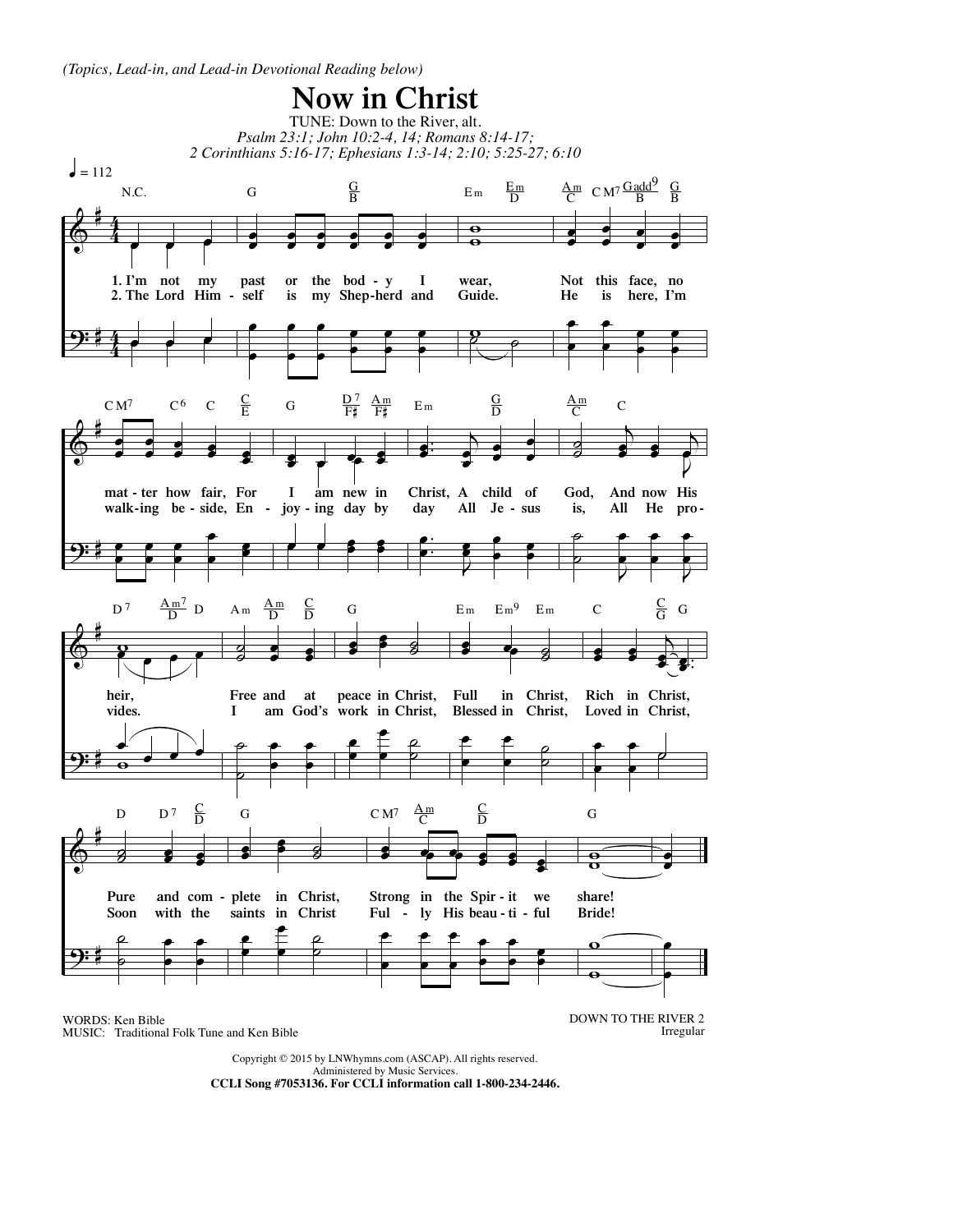*(Topics, Lead-in, and Lead-in Devotional Reading below)*

# Now in Christ

TUNE: Down to the River, alt.

*Psalm 23:1; John 10:2-4, 14; Romans 8:14-17; 2 Corinthians 5:16-17; Ephesians 1:3-14; 2:10; 5:25-27; 6:10*

♩ = 112

1. I'm not my past or the bod - y I wear, Not this face, no mat - ter how fair, For I am new in Christ, A child of God, And now His heir, Free and at peace in Christ, Full in Christ, Rich in Christ, Pure and com - plete in Christ, Strong in the Spir - it we share!

2. The Lord Him - self is my Shep - herd and Guide. He is here, I'm walk - ing be - side, En - joy - ing day by day All Je - sus is, All He pro - vides. I am God's work in Christ, Blessed in Christ, Loved in Christ, Soon with the saints in Christ Ful - ly His beau - ti - ful Bride!

WORDS: Ken Bible
MUSIC: Traditional Folk Tune and Ken Bible

DOWN TO THE RIVER 2
Irregular

Copyright © 2015 by LNWhymns.com (ASCAP). All rights reserved.
Administered by Music Services.
**CCLI Song #7053136. For CCLI information call 1-800-234-2446.**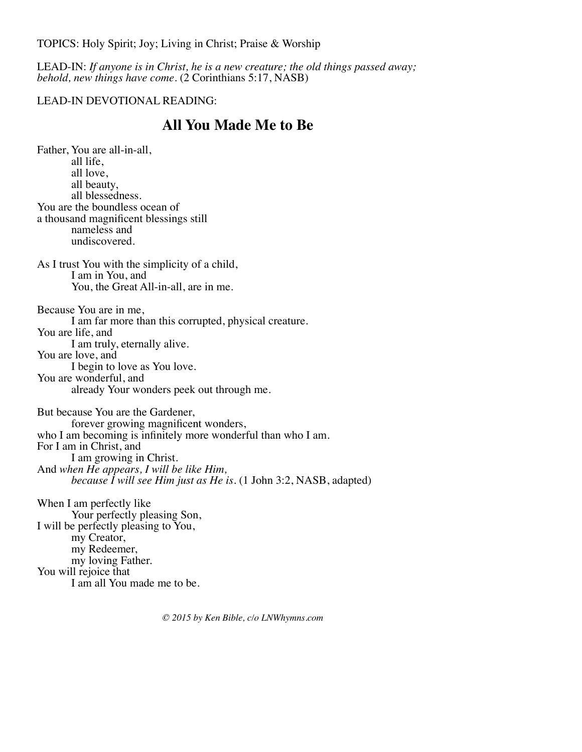TOPICS: Holy Spirit; Joy; Living in Christ; Praise & Worship

LEAD-IN: *If anyone is in Christ, he is a new creature; the old things passed away; behold, new things have come.* (2 Corinthians 5:17, NASB)

LEAD-IN DEVOTIONAL READING:

## All You Made Me to Be

Father, You are all-in-all,
all life,
all love,
all beauty,
all blessedness.
You are the boundless ocean of
a thousand magnificent blessings still
nameless and
undiscovered.

As I trust You with the simplicity of a child,
I am in You, and
You, the Great All-in-all, are in me.

Because You are in me,
I am far more than this corrupted, physical creature.
You are life, and
I am truly, eternally alive.
You are love, and
I begin to love as You love.
You are wonderful, and
already Your wonders peek out through me.

But because You are the Gardener,
forever growing magnificent wonders,
who I am becoming is infinitely more wonderful than who I am.
For I am in Christ, and
I am growing in Christ.
And *when He appears, I will be like Him,*
*because I will see Him just as He is.* (1 John 3:2, NASB, adapted)

When I am perfectly like
Your perfectly pleasing Son,
I will be perfectly pleasing to You,
my Creator,
my Redeemer,
my loving Father.
You will rejoice that
I am all You made me to be.

*© 2015 by Ken Bible, c/o LNWhymns.com*